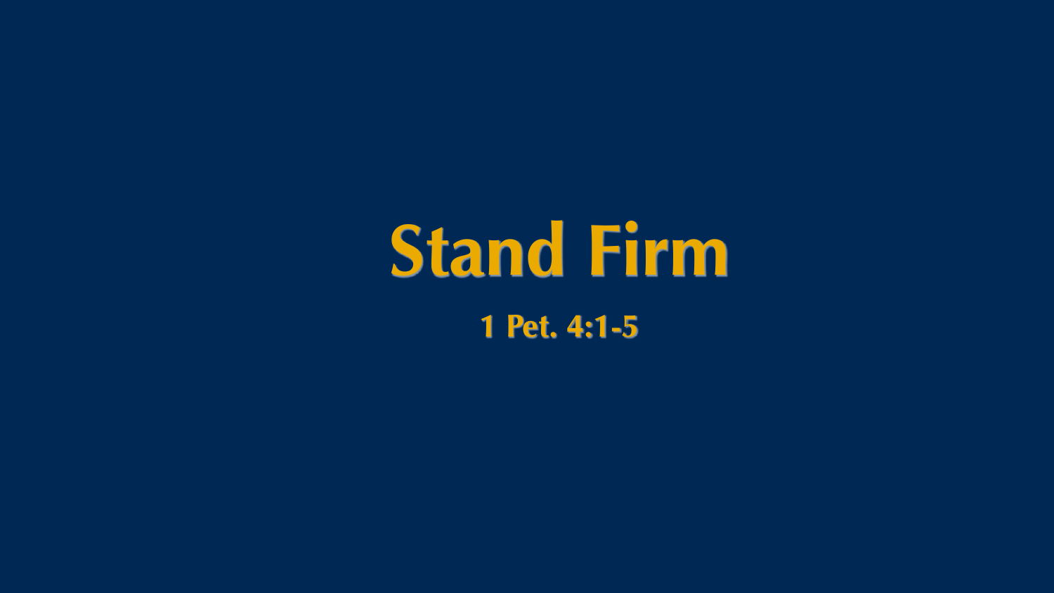# Stand Firm

**1 Pet. 4:1-5**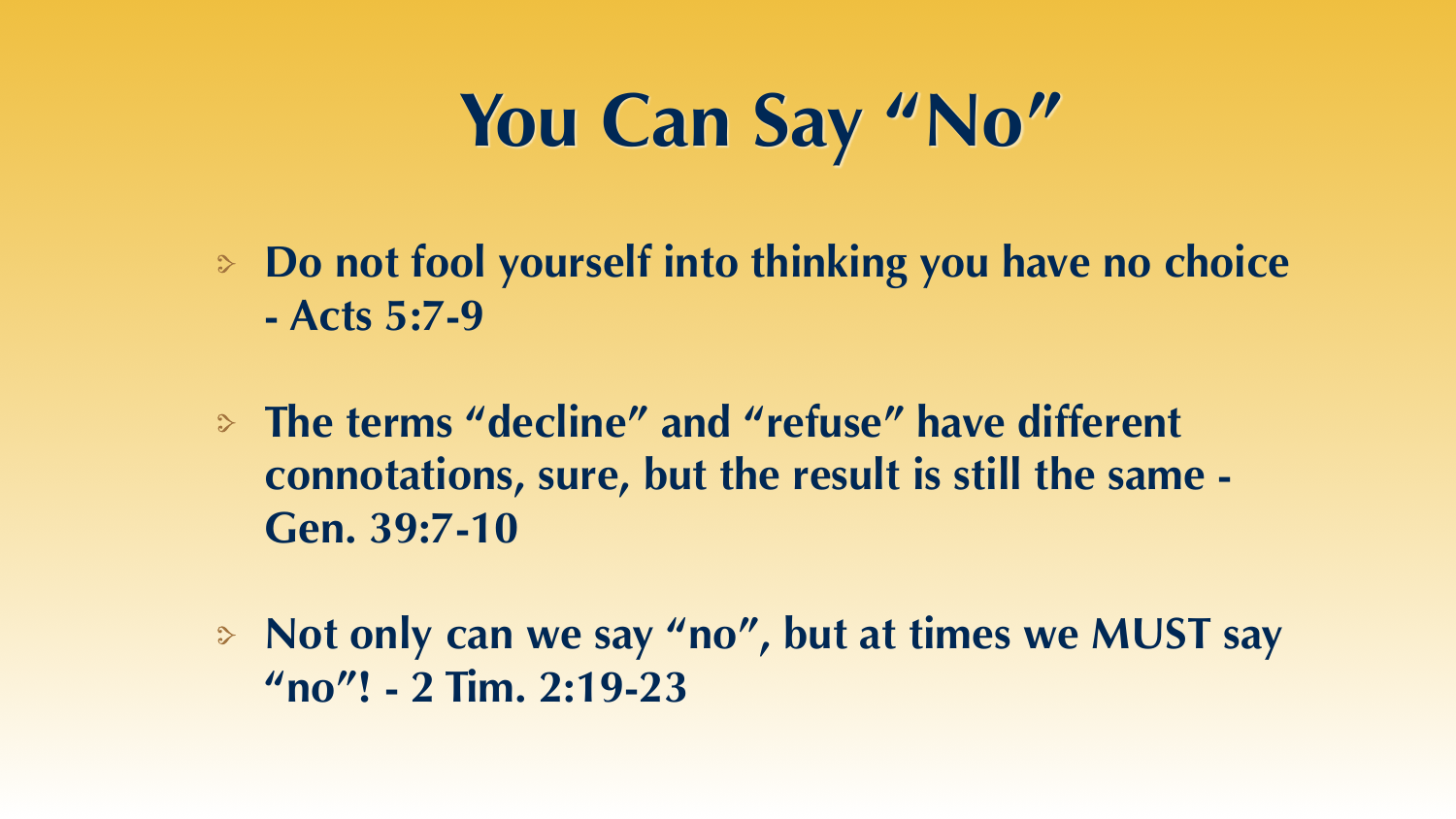# You Can Say "No"

- **Do not fool yourself into thinking you have no choice - Acts 5:7-9**
- **The terms "decline" and "refuse" have different connotations, sure, but the result is still the same - Gen. 39:7-10**
- **Not only can we say "no", but at times we MUST say "no"! - 2 Tim. 2:19-23**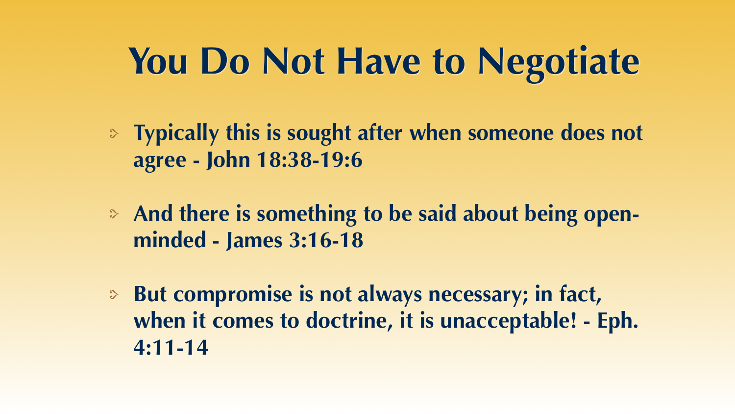# You Do Not Have to Negotiate

- **Typically this is sought after when someone does not agree - John 18:38-19:6**
- **And there is something to be said about being open-minded - James 3:16-18**
- **But compromise is not always necessary; in fact, when it comes to doctrine, it is unacceptable! - Eph. 4:11-14**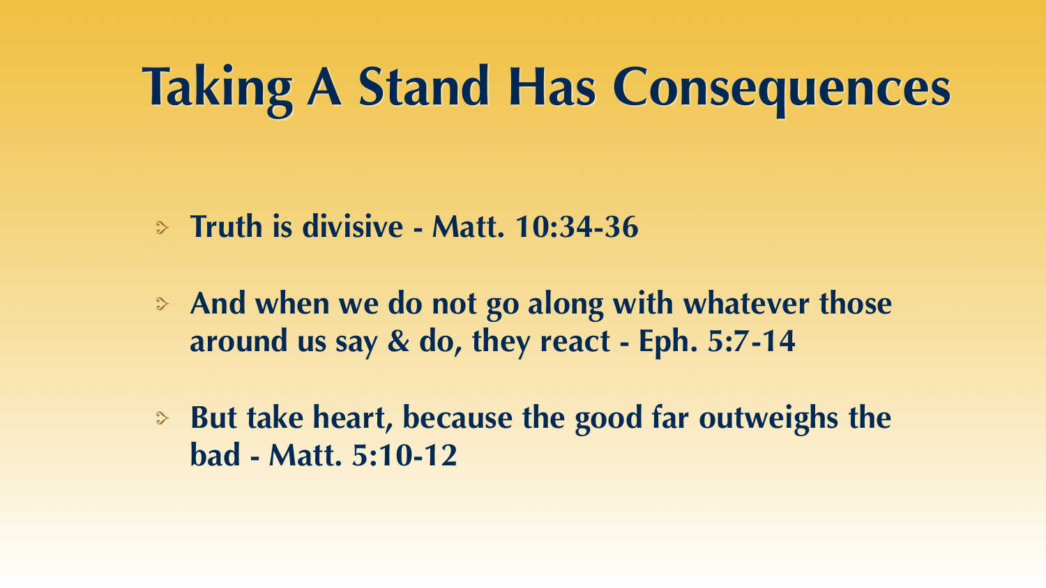# Taking A Stand Has Consequences

- **Truth is divisive - Matt. 10:34-36**
- **And when we do not go along with whatever those around us say & do, they react - Eph. 5:7-14**
- **But take heart, because the good far outweighs the bad - Matt. 5:10-12**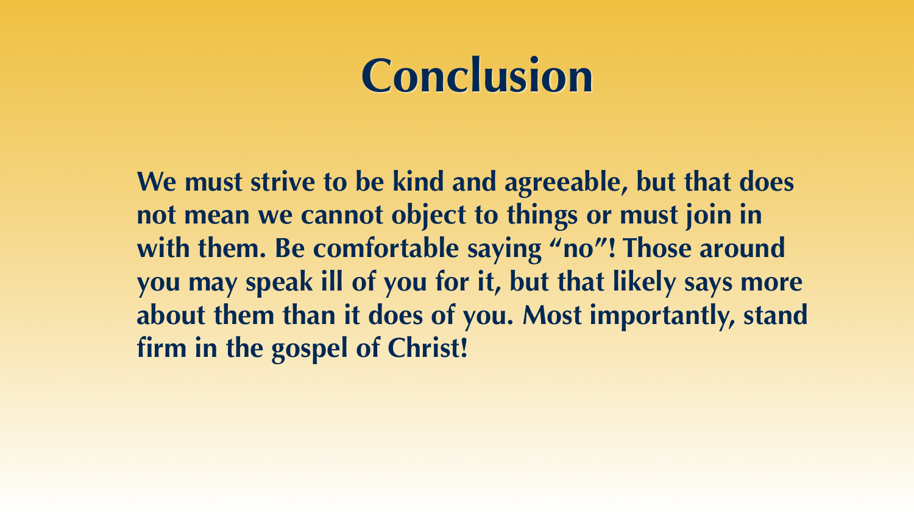# Conclusion

**We must strive to be kind and agreeable, but that does not mean we cannot object to things or must join in with them. Be comfortable saying “no”! Those around you may speak ill of you for it, but that likely says more about them than it does of you. Most importantly, stand firm in the gospel of Christ!**